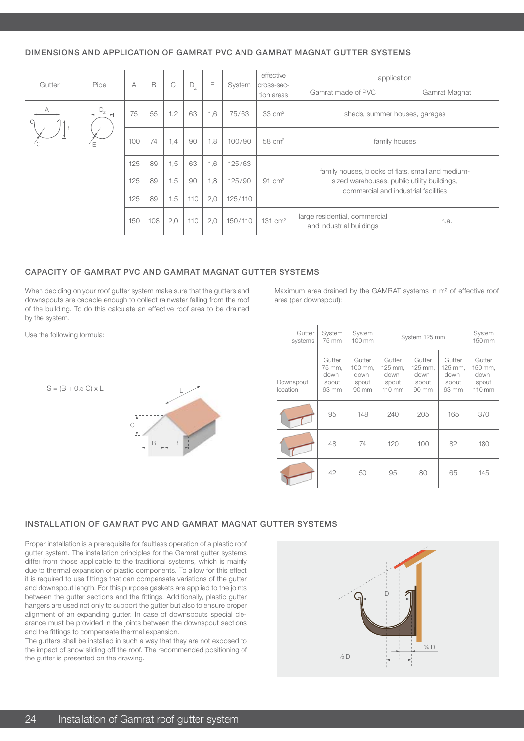## DIMENSIONS AND APPLICATION OF GAMRAT PVC AND GAMRAT MAGNAT GUTTER SYSTEMS

| Gutter | Pipe | A | B | C | $D_z$ | E | System | effective cross-section areas | application | |
|---|---|---|---|---|---|---|---|---|---|---|
| | | | | | | | | | Gamrat made of PVC | Gamrat Magnat |
| | | 75 | 55 | 1,2 | 63 | 1,6 | 75/63 | 33 cm² | sheds, summer houses, garages | |
| | | 100 | 74 | 1,4 | 90 | 1,8 | 100/90 | 58 cm² | family houses | |
| | | 125 | 89 | 1,5 | 63 | 1,6 | 125/63 | 91 cm² | family houses, blocks of flats, small and medium-sized warehouses, public utility buildings, commercial and industrial facilities | |
| | | 125 | 89 | 1,5 | 90 | 1,8 | 125/90 | | | |
| | | 125 | 89 | 1,5 | 110 | 2,0 | 125/110 | | | |
| | | 150 | 108 | 2,0 | 110 | 2,0 | 150/110 | 131 cm² | large residential, commercial and industrial buildings | n.a. |

## CAPACITY OF GAMRAT PVC AND GAMRAT MAGNAT GUTTER SYSTEMS

When deciding on your roof gutter system make sure that the gutters and downspouts are capable enough to collect rainwater falling from the roof of the building. To do this calculate an effective roof area to be drained by the system.

Use the following formula:

$$S = (B + 0{,}5\ C) \times L$$

Maximum area drained by the GAMRAT systems in m² of effective roof area (per downspout):

| Gutter systems | System 75 mm | System 100 mm | System 125 mm | | | System 150 mm |
|---|---|---|---|---|---|---|
| Downspout location | Gutter 75 mm, downspout 63 mm | Gutter 100 mm, downspout 90 mm | Gutter 125 mm, downspout 110 mm | Gutter 125 mm, downspout 90 mm | Gutter 125 mm, downspout 63 mm | Gutter 150 mm, downspout 110 mm |
| | 95 | 148 | 240 | 205 | 165 | 370 |
| | 48 | 74 | 120 | 100 | 82 | 180 |
| | 42 | 50 | 95 | 80 | 65 | 145 |

## INSTALLATION OF GAMRAT PVC AND GAMRAT MAGNAT GUTTER SYSTEMS

Proper installation is a prerequisite for faultless operation of a plastic roof gutter system. The installation principles for the Gamrat gutter systems differ from those applicable to the traditional systems, which is mainly due to thermal expansion of plastic components. To allow for this effect it is required to use fittings that can compensate variations of the gutter and downspout length. For this purpose gaskets are applied to the joints between the gutter sections and the fittings. Additionally, plastic gutter hangers are used not only to support the gutter but also to ensure proper alignment of an expanding gutter. In case of downspouts special clearance must be provided in the joints between the downspout sections and the fittings to compensate thermal expansion.

The gutters shall be installed in such a way that they are not exposed to the impact of snow sliding off the roof. The recommended positioning of the gutter is presented on the drawing.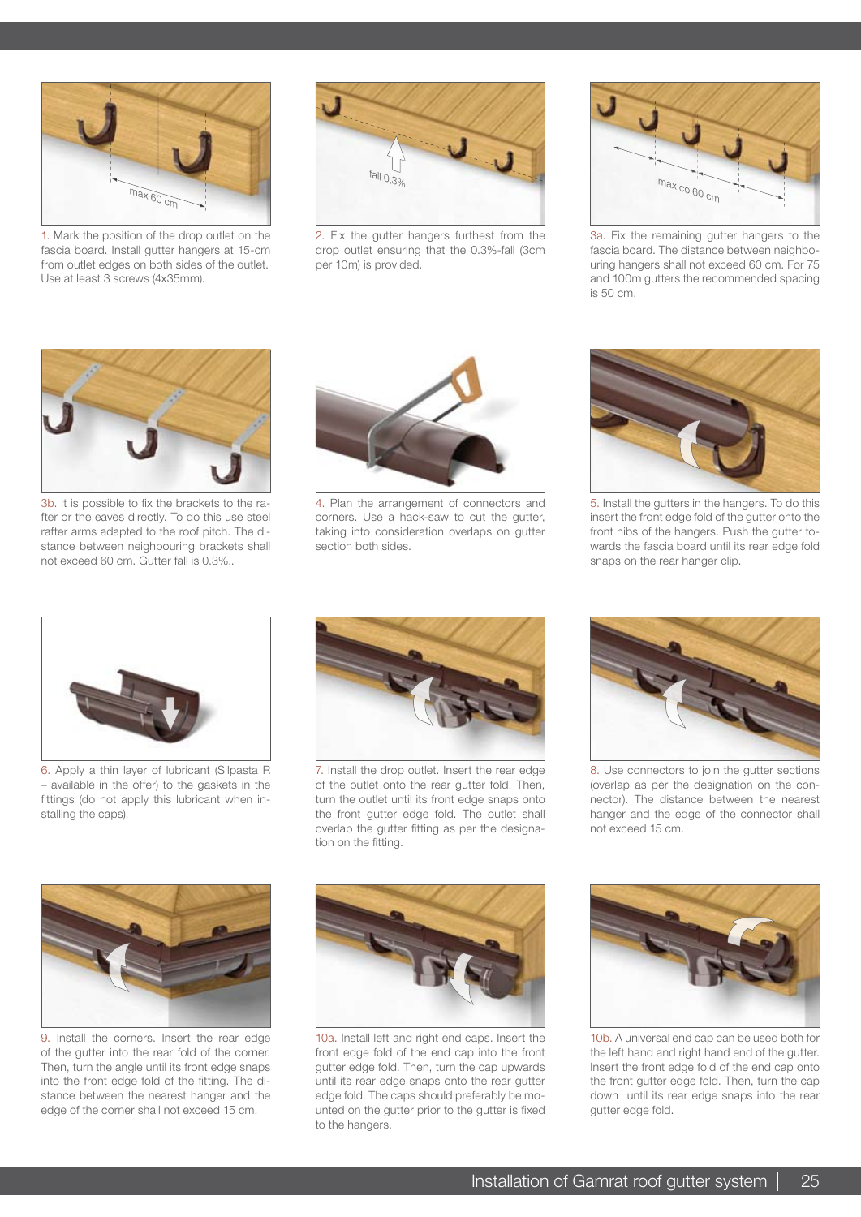1. Mark the position of the drop outlet on the fascia board. Install gutter hangers at 15-cm from outlet edges on both sides of the outlet. Use at least 3 screws (4x35mm).

2. Fix the gutter hangers furthest from the drop outlet ensuring that the 0.3%-fall (3cm per 10m) is provided.

3a. Fix the remaining gutter hangers to the fascia board. The distance between neighbouring hangers shall not exceed 60 cm. For 75 and 100m gutters the recommended spacing is 50 cm.

3b. It is possible to fix the brackets to the rafter or the eaves directly. To do this use steel rafter arms adapted to the roof pitch. The distance between neighbouring brackets shall not exceed 60 cm. Gutter fall is 0.3%..

4. Plan the arrangement of connectors and corners. Use a hack-saw to cut the gutter, taking into consideration overlaps on gutter section both sides.

5. Install the gutters in the hangers. To do this insert the front edge fold of the gutter onto the front nibs of the hangers. Push the gutter towards the fascia board until its rear edge fold snaps on the rear hanger clip.

6. Apply a thin layer of lubricant (Silpasta R – available in the offer) to the gaskets in the fittings (do not apply this lubricant when installing the caps).

7. Install the drop outlet. Insert the rear edge of the outlet onto the rear gutter fold. Then, turn the outlet until its front edge snaps onto the front gutter edge fold. The outlet shall overlap the gutter fitting as per the designation on the fitting.

8. Use connectors to join the gutter sections (overlap as per the designation on the connector). The distance between the nearest hanger and the edge of the connector shall not exceed 15 cm.

9. Install the corners. Insert the rear edge of the gutter into the rear fold of the corner. Then, turn the angle until its front edge snaps into the front edge fold of the fitting. The distance between the nearest hanger and the edge of the corner shall not exceed 15 cm.

10a. Install left and right end caps. Insert the front edge fold of the end cap into the front gutter edge fold. Then, turn the cap upwards until its rear edge snaps onto the rear gutter edge fold. The caps should preferably be mounted on the gutter prior to the gutter is fixed to the hangers.

10b. A universal end cap can be used both for the left hand and right hand end of the gutter. Insert the front edge fold of the end cap onto the front gutter edge fold. Then, turn the cap down until its rear edge snaps into the rear gutter edge fold.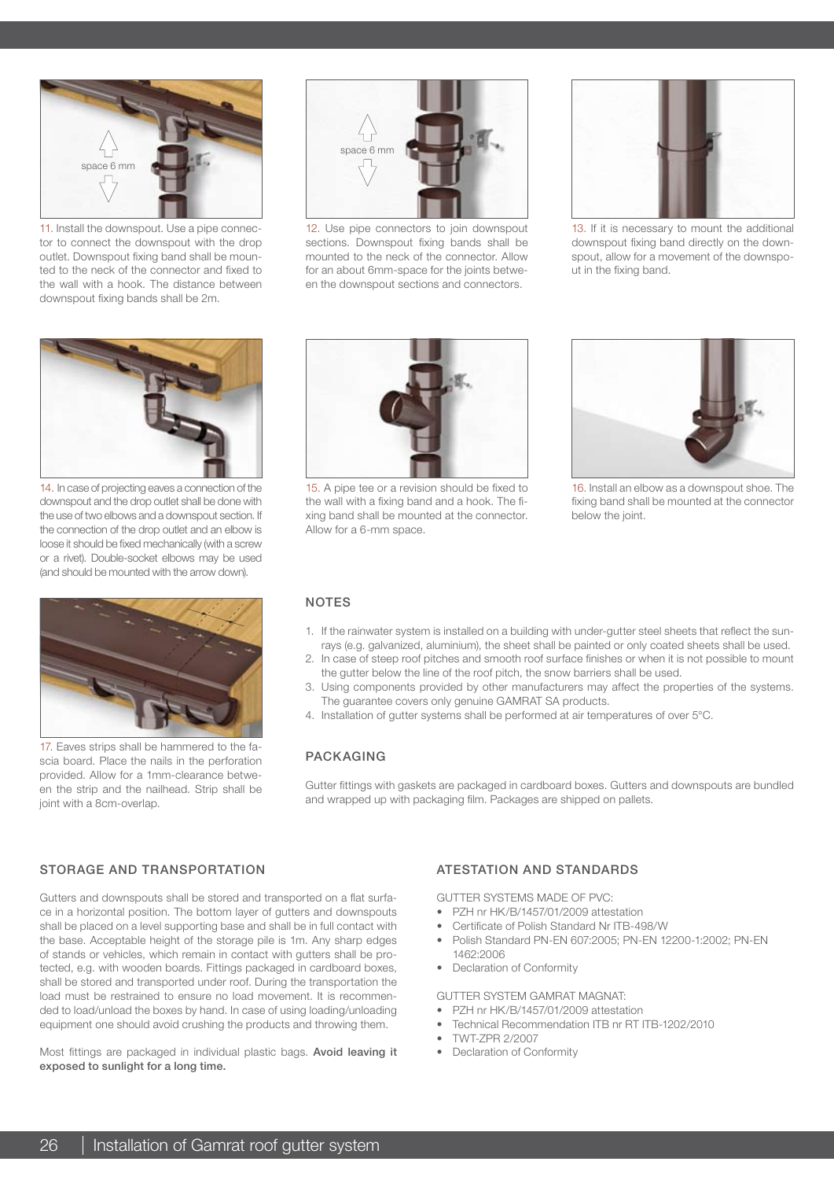space 6 mm

11. Install the downspout. Use a pipe connector to connect the downspout with the drop outlet. Downspout fixing band shall be mounted to the neck of the connector and fixed to the wall with a hook. The distance between downspout fixing bands shall be 2m.

space 6 mm

12. Use pipe connectors to join downspout sections. Downspout fixing bands shall be mounted to the neck of the connector. Allow for an about 6mm-space for the joints between the downspout sections and connectors.

13. If it is necessary to mount the additional downspout fixing band directly on the downspout, allow for a movement of the downspout in the fixing band.

14. In case of projecting eaves a connection of the downspout and the drop outlet shall be done with the use of two elbows and a downspout section. If the connection of the drop outlet and an elbow is loose it should be fixed mechanically (with a screw or a rivet). Double-socket elbows may be used (and should be mounted with the arrow down).

15. A pipe tee or a revision should be fixed to the wall with a fixing band and a hook. The fixing band shall be mounted at the connector. Allow for a 6-mm space.

16. Install an elbow as a downspout shoe. The fixing band shall be mounted at the connector below the joint.

17. Eaves strips shall be hammered to the fascia board. Place the nails in the perforation provided. Allow for a 1mm-clearance between the strip and the nailhead. Strip shall be joint with a 8cm-overlap.

## NOTES

1. If the rainwater system is installed on a building with under-gutter steel sheets that reflect the sunrays (e.g. galvanized, aluminium), the sheet shall be painted or only coated sheets shall be used.
2. In case of steep roof pitches and smooth roof surface finishes or when it is not possible to mount the gutter below the line of the roof pitch, the snow barriers shall be used.
3. Using components provided by other manufacturers may affect the properties of the systems. The guarantee covers only genuine GAMRAT SA products.
4. Installation of gutter systems shall be performed at air temperatures of over 5°C.

## PACKAGING

Gutter fittings with gaskets are packaged in cardboard boxes. Gutters and downspouts are bundled and wrapped up with packaging film. Packages are shipped on pallets.

## STORAGE AND TRANSPORTATION

Gutters and downspouts shall be stored and transported on a flat surface in a horizontal position. The bottom layer of gutters and downspouts shall be placed on a level supporting base and shall be in full contact with the base. Acceptable height of the storage pile is 1m. Any sharp edges of stands or vehicles, which remain in contact with gutters shall be protected, e.g. with wooden boards. Fittings packaged in cardboard boxes, shall be stored and transported under roof. During the transportation the load must be restrained to ensure no load movement. It is recommended to load/unload the boxes by hand. In case of using loading/unloading equipment one should avoid crushing the products and throwing them.

Most fittings are packaged in individual plastic bags. **Avoid leaving it exposed to sunlight for a long time.**

## ATESTATION AND STANDARDS

GUTTER SYSTEMS MADE OF PVC:

- PZH nr HK/B/1457/01/2009 attestation
- Certificate of Polish Standard Nr ITB-498/W
- Polish Standard PN-EN 607:2005; PN-EN 12200-1:2002; PN-EN 1462:2006
- Declaration of Conformity

GUTTER SYSTEM GAMRAT MAGNAT:

- PZH nr HK/B/1457/01/2009 attestation
- Technical Recommendation ITB nr RT ITB-1202/2010
- TWT-ZPR 2/2007
- Declaration of Conformity